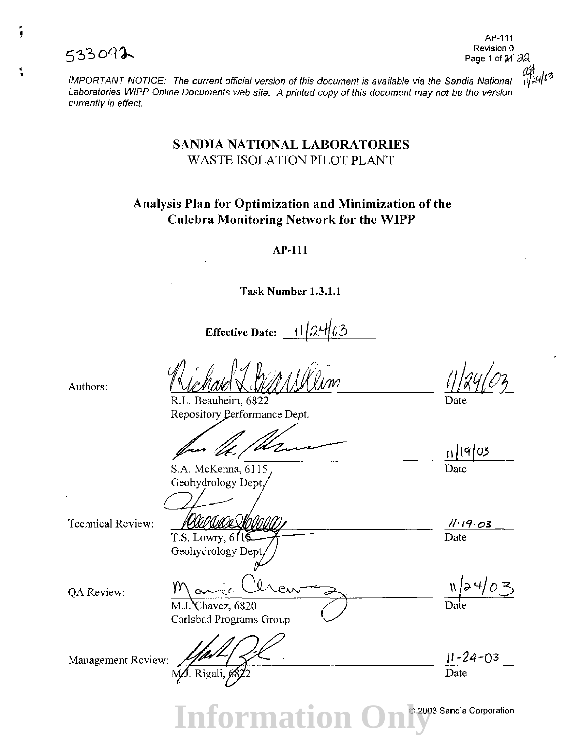533092

AP-111
Revision 0

*IMPORTANT NOTICE: The current official version of this document is available via the Sandia National Laboratories WIPP Online Documents web site. A printed copy of this document may not be the version currently in effect.*

# SANDIA NATIONAL LABORATORIES
WASTE ISOLATION PILOT PLANT

## Analysis Plan for Optimization and Minimization of the Culebra Monitoring Network for the WIPP

**AP-111**

**Task Number 1.3.1.1**

**Effective Date:** 11/24/03

| | | |
|---|---|---|
| Authors: | R.L. Beauheim, 6822<br>Repository Performance Dept. | 11/24/03<br>Date |
| | S.A. McKenna, 6115<br>Geohydrology Dept. | 11/19/03<br>Date |
| Technical Review: | T.S. Lowry, 6115<br>Geohydrology Dept. | 11.19.03<br>Date |
| QA Review: | M.J. Chavez, 6820<br>Carlsbad Programs Group | 11/24/03<br>Date |
| Management Review: | M.J. Rigali, 6822 | 11-24-03<br>Date |

© 2003 Sandia Corporation

Information Only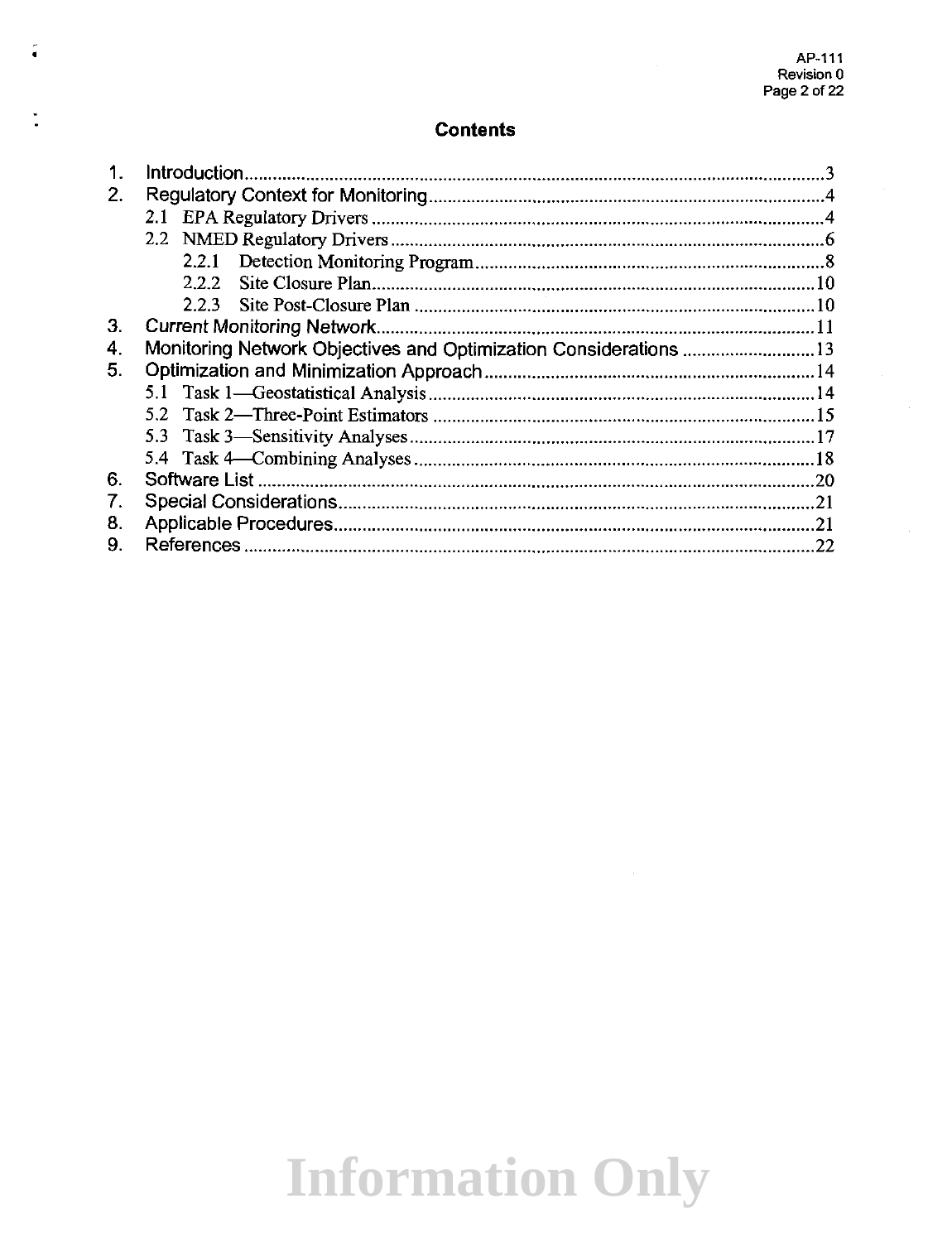## Contents

1. Introduction ... 3
2. Regulatory Context for Monitoring ... 4
   - 2.1 EPA Regulatory Drivers ... 4
   - 2.2 NMED Regulatory Drivers ... 6
     - 2.2.1 Detection Monitoring Program ... 8
     - 2.2.2 Site Closure Plan ... 10
     - 2.2.3 Site Post-Closure Plan ... 10
3. Current Monitoring Network ... 11
4. Monitoring Network Objectives and Optimization Considerations ... 13
5. Optimization and Minimization Approach ... 14
   - 5.1 Task 1—Geostatistical Analysis ... 14
   - 5.2 Task 2—Three-Point Estimators ... 15
   - 5.3 Task 3—Sensitivity Analyses ... 17
   - 5.4 Task 4—Combining Analyses ... 18
6. Software List ... 20
7. Special Considerations ... 21
8. Applicable Procedures ... 21
9. References ... 22

Information Only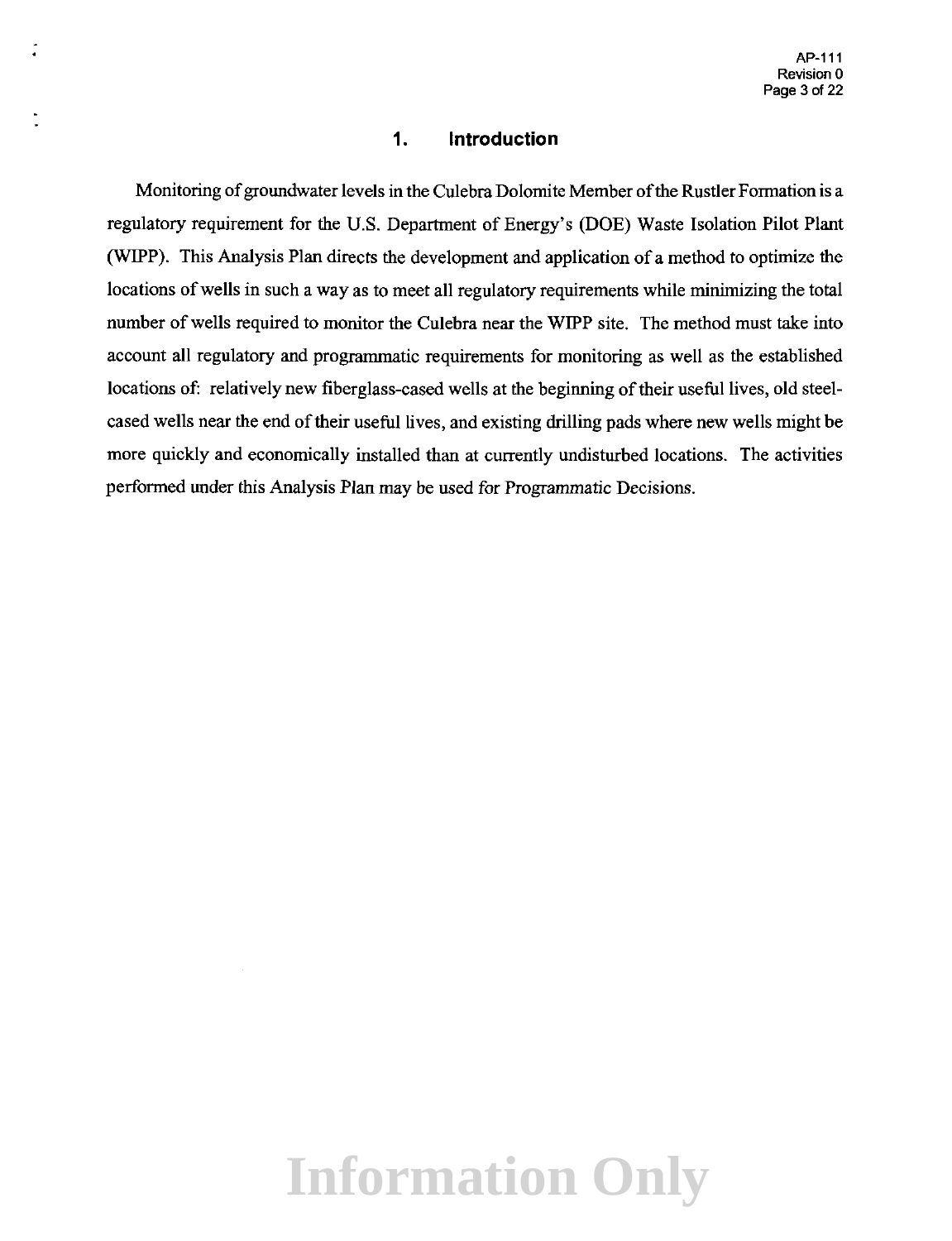# 1. Introduction

Monitoring of groundwater levels in the Culebra Dolomite Member of the Rustler Formation is a regulatory requirement for the U.S. Department of Energy's (DOE) Waste Isolation Pilot Plant (WIPP). This Analysis Plan directs the development and application of a method to optimize the locations of wells in such a way as to meet all regulatory requirements while minimizing the total number of wells required to monitor the Culebra near the WIPP site. The method must take into account all regulatory and programmatic requirements for monitoring as well as the established locations of: relatively new fiberglass-cased wells at the beginning of their useful lives, old steel-cased wells near the end of their useful lives, and existing drilling pads where new wells might be more quickly and economically installed than at currently undisturbed locations. The activities performed under this Analysis Plan may be used for Programmatic Decisions.

Information Only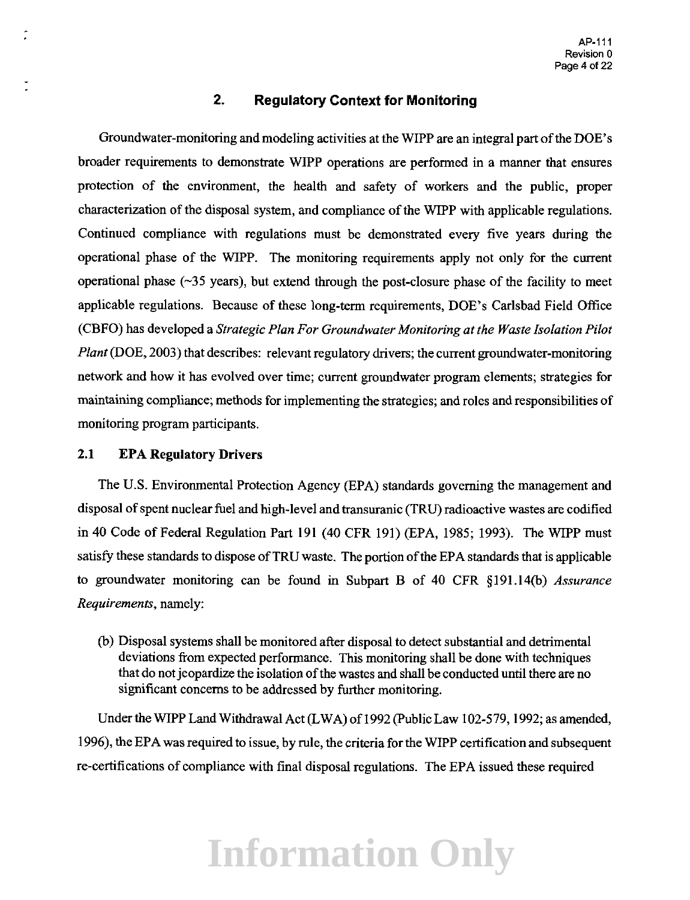## 2. Regulatory Context for Monitoring

Groundwater-monitoring and modeling activities at the WIPP are an integral part of the DOE's broader requirements to demonstrate WIPP operations are performed in a manner that ensures protection of the environment, the health and safety of workers and the public, proper characterization of the disposal system, and compliance of the WIPP with applicable regulations. Continued compliance with regulations must be demonstrated every five years during the operational phase of the WIPP. The monitoring requirements apply not only for the current operational phase (~35 years), but extend through the post-closure phase of the facility to meet applicable regulations. Because of these long-term requirements, DOE's Carlsbad Field Office (CBFO) has developed a *Strategic Plan For Groundwater Monitoring at the Waste Isolation Pilot Plant* (DOE, 2003) that describes: relevant regulatory drivers; the current groundwater-monitoring network and how it has evolved over time; current groundwater program elements; strategies for maintaining compliance; methods for implementing the strategies; and roles and responsibilities of monitoring program participants.

### 2.1 EPA Regulatory Drivers

The U.S. Environmental Protection Agency (EPA) standards governing the management and disposal of spent nuclear fuel and high-level and transuranic (TRU) radioactive wastes are codified in 40 Code of Federal Regulation Part 191 (40 CFR 191) (EPA, 1985; 1993). The WIPP must satisfy these standards to dispose of TRU waste. The portion of the EPA standards that is applicable to groundwater monitoring can be found in Subpart B of 40 CFR §191.14(b) *Assurance Requirements*, namely:

> (b) Disposal systems shall be monitored after disposal to detect substantial and detrimental deviations from expected performance. This monitoring shall be done with techniques that do not jeopardize the isolation of the wastes and shall be conducted until there are no significant concerns to be addressed by further monitoring.

Under the WIPP Land Withdrawal Act (LWA) of 1992 (Public Law 102-579, 1992; as amended, 1996), the EPA was required to issue, by rule, the criteria for the WIPP certification and subsequent re-certifications of compliance with final disposal regulations. The EPA issued these required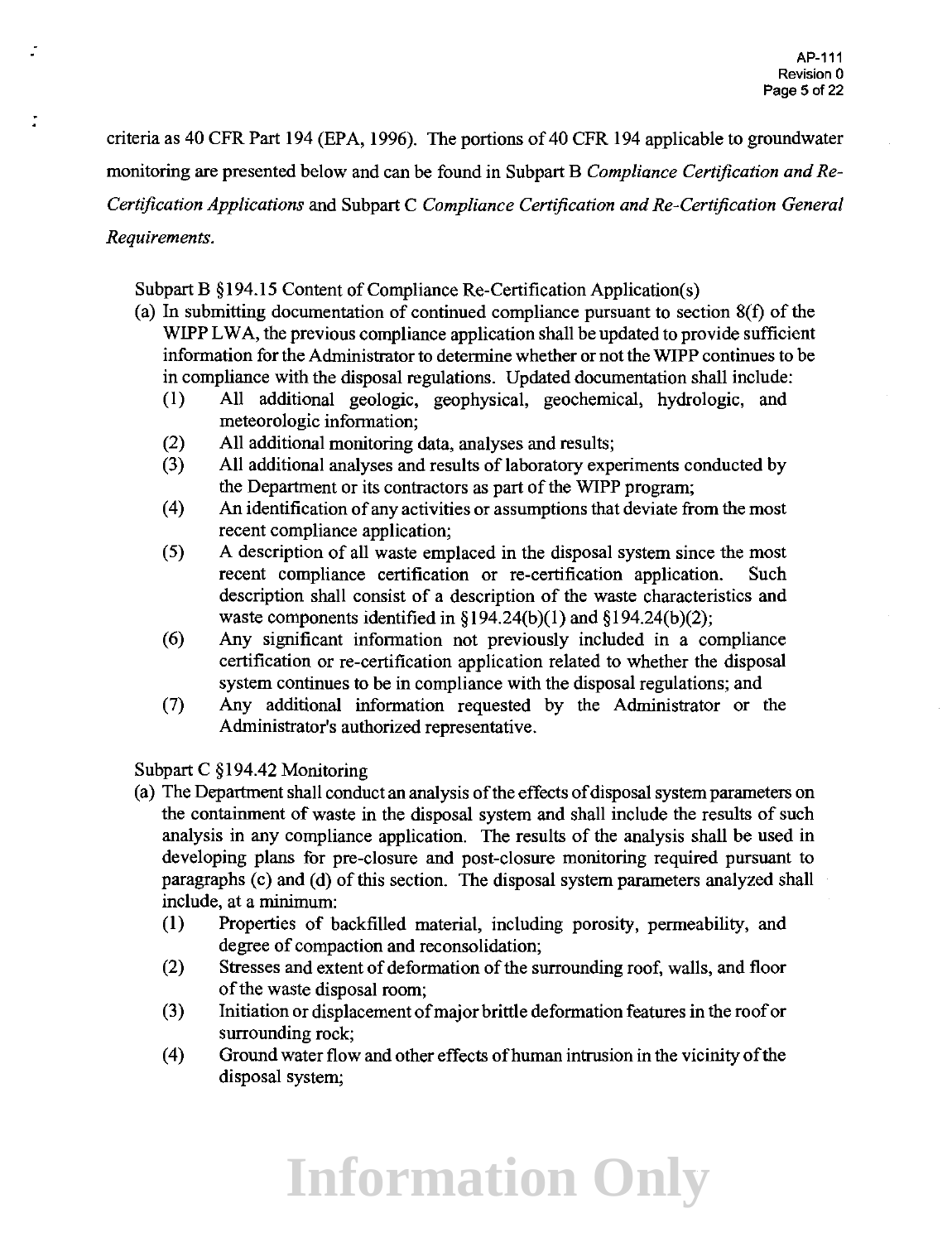criteria as 40 CFR Part 194 (EPA, 1996). The portions of 40 CFR 194 applicable to groundwater monitoring are presented below and can be found in Subpart B *Compliance Certification and Re-Certification Applications* and Subpart C *Compliance Certification and Re-Certification General Requirements.*

Subpart B §194.15 Content of Compliance Re-Certification Application(s)

(a) In submitting documentation of continued compliance pursuant to section 8(f) of the WIPP LWA, the previous compliance application shall be updated to provide sufficient information for the Administrator to determine whether or not the WIPP continues to be in compliance with the disposal regulations. Updated documentation shall include:
   (1) All additional geologic, geophysical, geochemical, hydrologic, and meteorologic information;
   (2) All additional monitoring data, analyses and results;
   (3) All additional analyses and results of laboratory experiments conducted by the Department or its contractors as part of the WIPP program;
   (4) An identification of any activities or assumptions that deviate from the most recent compliance application;
   (5) A description of all waste emplaced in the disposal system since the most recent compliance certification or re-certification application. Such description shall consist of a description of the waste characteristics and waste components identified in §194.24(b)(1) and §194.24(b)(2);
   (6) Any significant information not previously included in a compliance certification or re-certification application related to whether the disposal system continues to be in compliance with the disposal regulations; and
   (7) Any additional information requested by the Administrator or the Administrator's authorized representative.

Subpart C §194.42 Monitoring

(a) The Department shall conduct an analysis of the effects of disposal system parameters on the containment of waste in the disposal system and shall include the results of such analysis in any compliance application. The results of the analysis shall be used in developing plans for pre-closure and post-closure monitoring required pursuant to paragraphs (c) and (d) of this section. The disposal system parameters analyzed shall include, at a minimum:
   (1) Properties of backfilled material, including porosity, permeability, and degree of compaction and reconsolidation;
   (2) Stresses and extent of deformation of the surrounding roof, walls, and floor of the waste disposal room;
   (3) Initiation or displacement of major brittle deformation features in the roof or surrounding rock;
   (4) Ground water flow and other effects of human intrusion in the vicinity of the disposal system;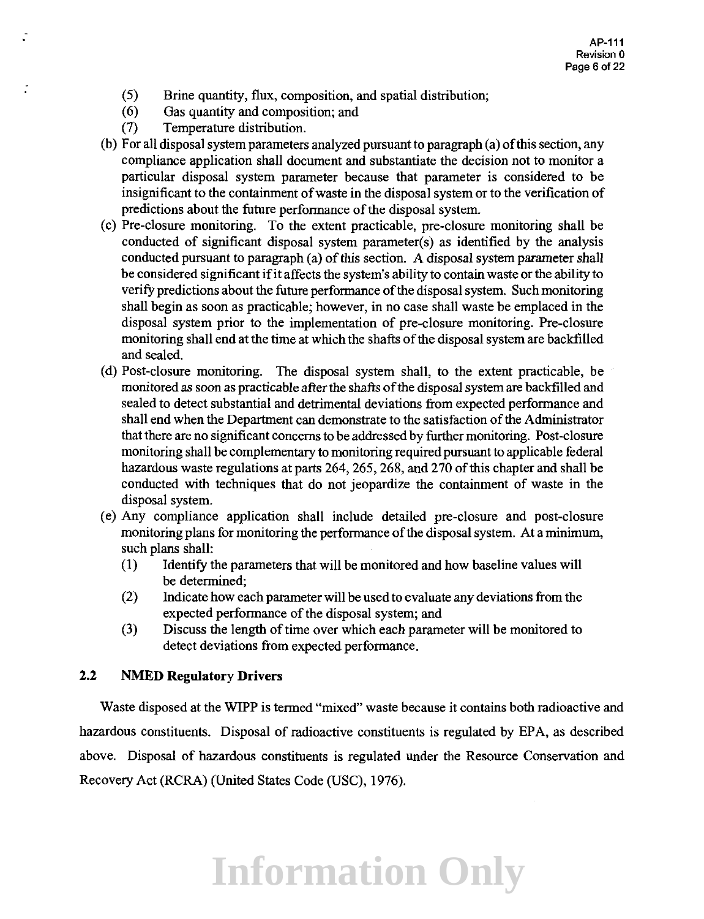(5) Brine quantity, flux, composition, and spatial distribution;
   (6) Gas quantity and composition; and
   (7) Temperature distribution.

(b) For all disposal system parameters analyzed pursuant to paragraph (a) of this section, any compliance application shall document and substantiate the decision not to monitor a particular disposal system parameter because that parameter is considered to be insignificant to the containment of waste in the disposal system or to the verification of predictions about the future performance of the disposal system.

(c) Pre-closure monitoring. To the extent practicable, pre-closure monitoring shall be conducted of significant disposal system parameter(s) as identified by the analysis conducted pursuant to paragraph (a) of this section. A disposal system parameter shall be considered significant if it affects the system's ability to contain waste or the ability to verify predictions about the future performance of the disposal system. Such monitoring shall begin as soon as practicable; however, in no case shall waste be emplaced in the disposal system prior to the implementation of pre-closure monitoring. Pre-closure monitoring shall end at the time at which the shafts of the disposal system are backfilled and sealed.

(d) Post-closure monitoring. The disposal system shall, to the extent practicable, be monitored as soon as practicable after the shafts of the disposal system are backfilled and sealed to detect substantial and detrimental deviations from expected performance and shall end when the Department can demonstrate to the satisfaction of the Administrator that there are no significant concerns to be addressed by further monitoring. Post-closure monitoring shall be complementary to monitoring required pursuant to applicable federal hazardous waste regulations at parts 264, 265, 268, and 270 of this chapter and shall be conducted with techniques that do not jeopardize the containment of waste in the disposal system.

(e) Any compliance application shall include detailed pre-closure and post-closure monitoring plans for monitoring the performance of the disposal system. At a minimum, such plans shall:
   (1) Identify the parameters that will be monitored and how baseline values will be determined;
   (2) Indicate how each parameter will be used to evaluate any deviations from the expected performance of the disposal system; and
   (3) Discuss the length of time over which each parameter will be monitored to detect deviations from expected performance.

### 2.2 NMED Regulatory Drivers

Waste disposed at the WIPP is termed "mixed" waste because it contains both radioactive and hazardous constituents. Disposal of radioactive constituents is regulated by EPA, as described above. Disposal of hazardous constituents is regulated under the Resource Conservation and Recovery Act (RCRA) (United States Code (USC), 1976).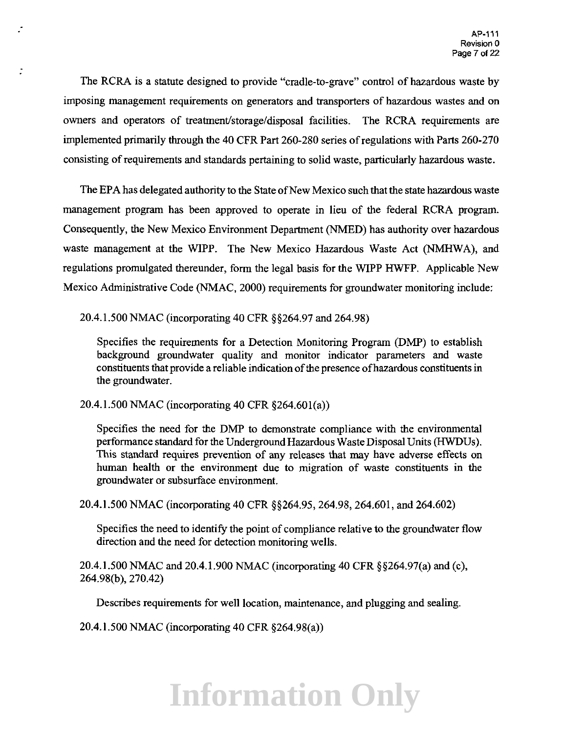The RCRA is a statute designed to provide "cradle-to-grave" control of hazardous waste by imposing management requirements on generators and transporters of hazardous wastes and on owners and operators of treatment/storage/disposal facilities. The RCRA requirements are implemented primarily through the 40 CFR Part 260-280 series of regulations with Parts 260-270 consisting of requirements and standards pertaining to solid waste, particularly hazardous waste.

The EPA has delegated authority to the State of New Mexico such that the state hazardous waste management program has been approved to operate in lieu of the federal RCRA program. Consequently, the New Mexico Environment Department (NMED) has authority over hazardous waste management at the WIPP. The New Mexico Hazardous Waste Act (NMHWA), and regulations promulgated thereunder, form the legal basis for the WIPP HWFP. Applicable New Mexico Administrative Code (NMAC, 2000) requirements for groundwater monitoring include:

20.4.1.500 NMAC (incorporating 40 CFR §§264.97 and 264.98)

> Specifies the requirements for a Detection Monitoring Program (DMP) to establish background groundwater quality and monitor indicator parameters and waste constituents that provide a reliable indication of the presence of hazardous constituents in the groundwater.

20.4.1.500 NMAC (incorporating 40 CFR §264.601(a))

> Specifies the need for the DMP to demonstrate compliance with the environmental performance standard for the Underground Hazardous Waste Disposal Units (HWDUs). This standard requires prevention of any releases that may have adverse effects on human health or the environment due to migration of waste constituents in the groundwater or subsurface environment.

20.4.1.500 NMAC (incorporating 40 CFR §§264.95, 264.98, 264.601, and 264.602)

> Specifies the need to identify the point of compliance relative to the groundwater flow direction and the need for detection monitoring wells.

20.4.1.500 NMAC and 20.4.1.900 NMAC (incorporating 40 CFR §§264.97(a) and (c), 264.98(b), 270.42)

> Describes requirements for well location, maintenance, and plugging and sealing.

20.4.1.500 NMAC (incorporating 40 CFR §264.98(a))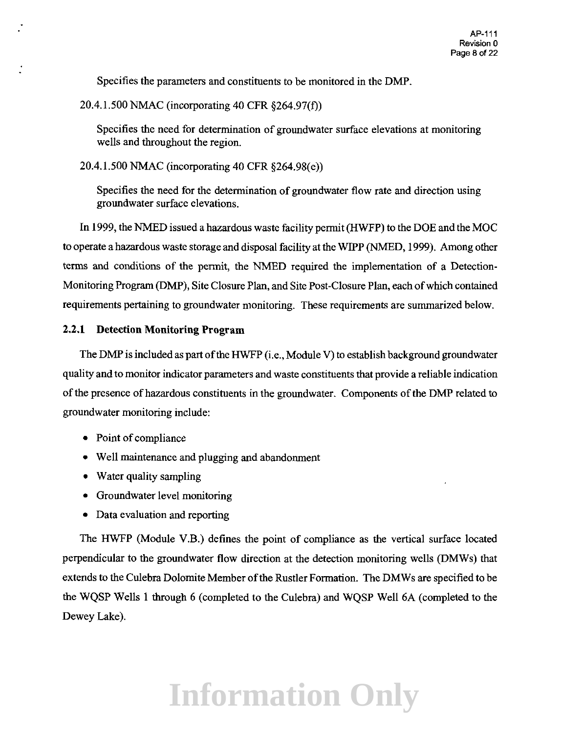Specifies the parameters and constituents to be monitored in the DMP.

20.4.1.500 NMAC (incorporating 40 CFR §264.97(f))

Specifies the need for determination of groundwater surface elevations at monitoring wells and throughout the region.

20.4.1.500 NMAC (incorporating 40 CFR §264.98(e))

Specifies the need for the determination of groundwater flow rate and direction using groundwater surface elevations.

In 1999, the NMED issued a hazardous waste facility permit (HWFP) to the DOE and the MOC to operate a hazardous waste storage and disposal facility at the WIPP (NMED, 1999). Among other terms and conditions of the permit, the NMED required the implementation of a Detection-Monitoring Program (DMP), Site Closure Plan, and Site Post-Closure Plan, each of which contained requirements pertaining to groundwater monitoring. These requirements are summarized below.

### 2.2.1 Detection Monitoring Program

The DMP is included as part of the HWFP (i.e., Module V) to establish background groundwater quality and to monitor indicator parameters and waste constituents that provide a reliable indication of the presence of hazardous constituents in the groundwater. Components of the DMP related to groundwater monitoring include:

- Point of compliance
- Well maintenance and plugging and abandonment
- Water quality sampling
- Groundwater level monitoring
- Data evaluation and reporting

The HWFP (Module V.B.) defines the point of compliance as the vertical surface located perpendicular to the groundwater flow direction at the detection monitoring wells (DMWs) that extends to the Culebra Dolomite Member of the Rustler Formation. The DMWs are specified to be the WQSP Wells 1 through 6 (completed to the Culebra) and WQSP Well 6A (completed to the Dewey Lake).

Information Only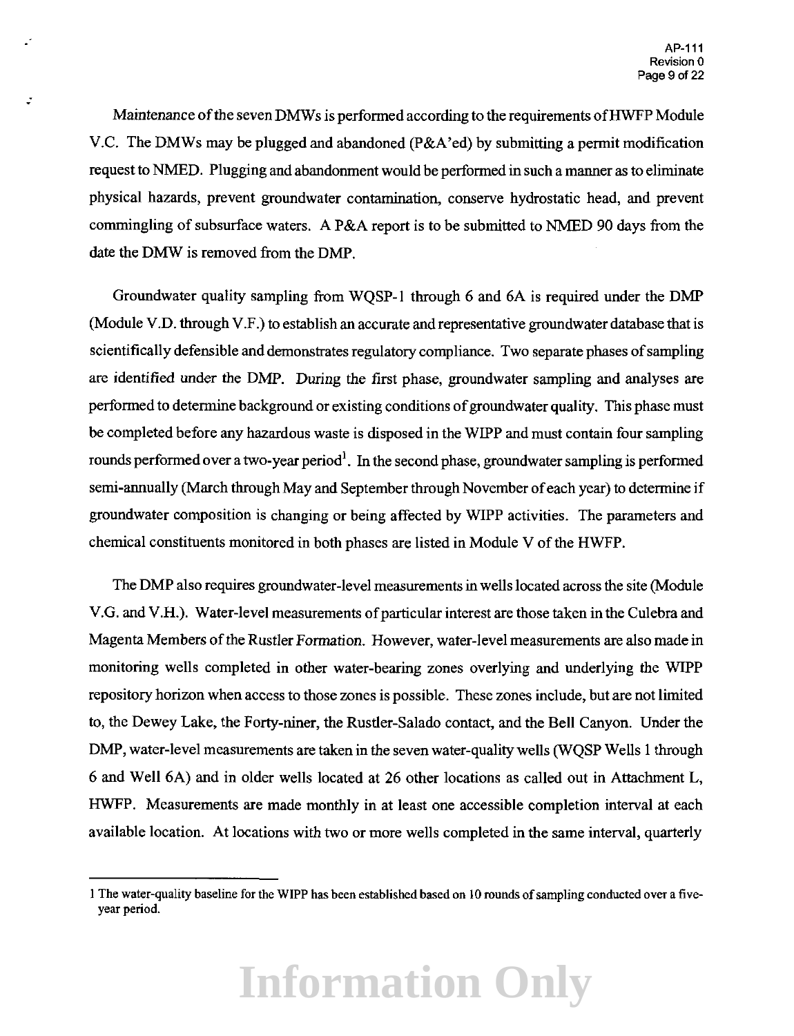Maintenance of the seven DMWs is performed according to the requirements of HWFP Module V.C. The DMWs may be plugged and abandoned (P&A'ed) by submitting a permit modification request to NMED. Plugging and abandonment would be performed in such a manner as to eliminate physical hazards, prevent groundwater contamination, conserve hydrostatic head, and prevent commingling of subsurface waters. A P&A report is to be submitted to NMED 90 days from the date the DMW is removed from the DMP.

Groundwater quality sampling from WQSP-1 through 6 and 6A is required under the DMP (Module V.D. through V.F.) to establish an accurate and representative groundwater database that is scientifically defensible and demonstrates regulatory compliance. Two separate phases of sampling are identified under the DMP. During the first phase, groundwater sampling and analyses are performed to determine background or existing conditions of groundwater quality. This phase must be completed before any hazardous waste is disposed in the WIPP and must contain four sampling rounds performed over a two-year period[1]. In the second phase, groundwater sampling is performed semi-annually (March through May and September through November of each year) to determine if groundwater composition is changing or being affected by WIPP activities. The parameters and chemical constituents monitored in both phases are listed in Module V of the HWFP.

The DMP also requires groundwater-level measurements in wells located across the site (Module V.G. and V.H.). Water-level measurements of particular interest are those taken in the Culebra and Magenta Members of the Rustler Formation. However, water-level measurements are also made in monitoring wells completed in other water-bearing zones overlying and underlying the WIPP repository horizon when access to those zones is possible. These zones include, but are not limited to, the Dewey Lake, the Forty-niner, the Rustler-Salado contact, and the Bell Canyon. Under the DMP, water-level measurements are taken in the seven water-quality wells (WQSP Wells 1 through 6 and Well 6A) and in older wells located at 26 other locations as called out in Attachment L, HWFP. Measurements are made monthly in at least one accessible completion interval at each available location. At locations with two or more wells completed in the same interval, quarterly

---

1 The water-quality baseline for the WIPP has been established based on 10 rounds of sampling conducted over a five-year period.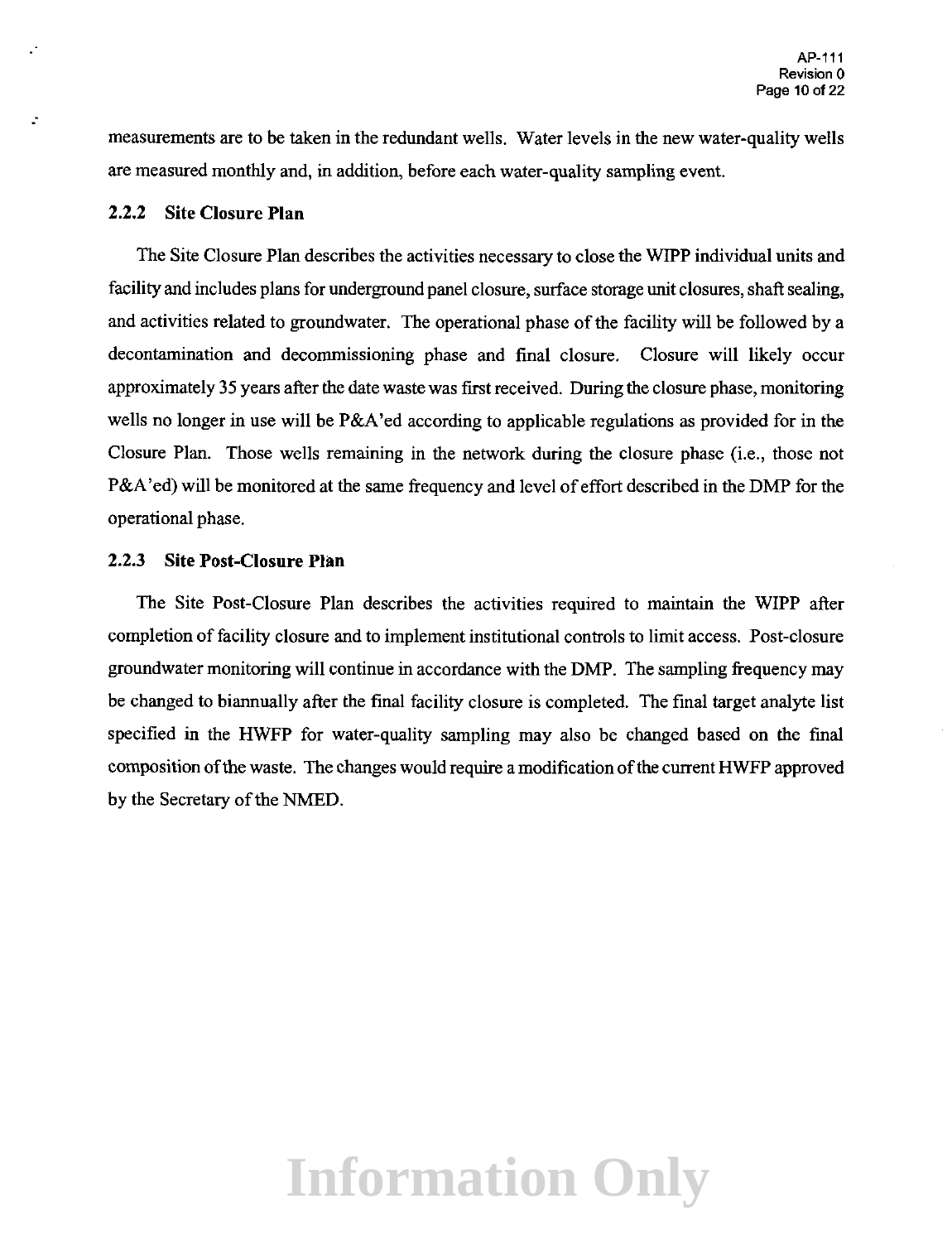measurements are to be taken in the redundant wells. Water levels in the new water-quality wells are measured monthly and, in addition, before each water-quality sampling event.

### 2.2.2 Site Closure Plan

The Site Closure Plan describes the activities necessary to close the WIPP individual units and facility and includes plans for underground panel closure, surface storage unit closures, shaft sealing, and activities related to groundwater. The operational phase of the facility will be followed by a decontamination and decommissioning phase and final closure. Closure will likely occur approximately 35 years after the date waste was first received. During the closure phase, monitoring wells no longer in use will be P&A'ed according to applicable regulations as provided for in the Closure Plan. Those wells remaining in the network during the closure phase (i.e., those not P&A'ed) will be monitored at the same frequency and level of effort described in the DMP for the operational phase.

### 2.2.3 Site Post-Closure Plan

The Site Post-Closure Plan describes the activities required to maintain the WIPP after completion of facility closure and to implement institutional controls to limit access. Post-closure groundwater monitoring will continue in accordance with the DMP. The sampling frequency may be changed to biannually after the final facility closure is completed. The final target analyte list specified in the HWFP for water-quality sampling may also be changed based on the final composition of the waste. The changes would require a modification of the current HWFP approved by the Secretary of the NMED.

Information Only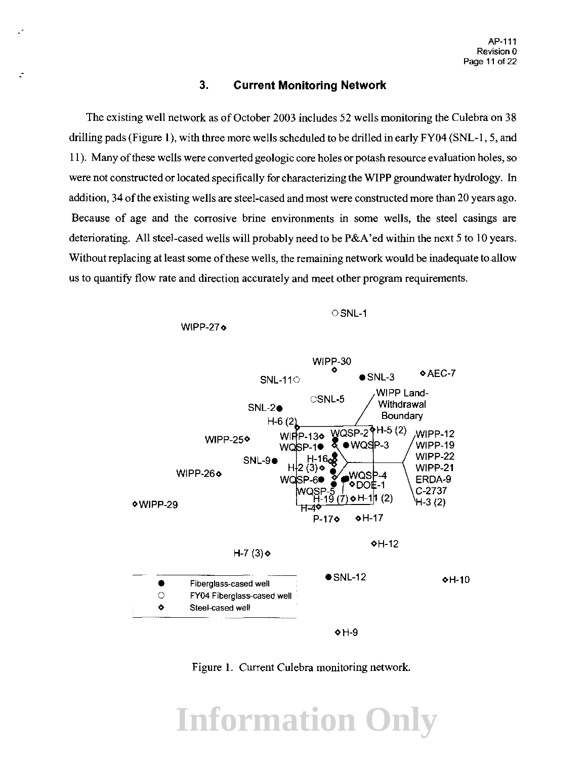## 3. Current Monitoring Network

The existing well network as of October 2003 includes 52 wells monitoring the Culebra on 38 drilling pads (Figure 1), with three more wells scheduled to be drilled in early FY04 (SNL-1, 5, and 11). Many of these wells were converted geologic core holes or potash resource evaluation holes, so were not constructed or located specifically for characterizing the WIPP groundwater hydrology. In addition, 34 of the existing wells are steel-cased and most were constructed more than 20 years ago. Because of age and the corrosive brine environments in some wells, the steel casings are deteriorating. All steel-cased wells will probably need to be P&A'ed within the next 5 to 10 years. Without replacing at least some of these wells, the remaining network would be inadequate to allow us to quantify flow rate and direction accurately and meet other program requirements.

Figure 1. Current Culebra monitoring network.

Information Only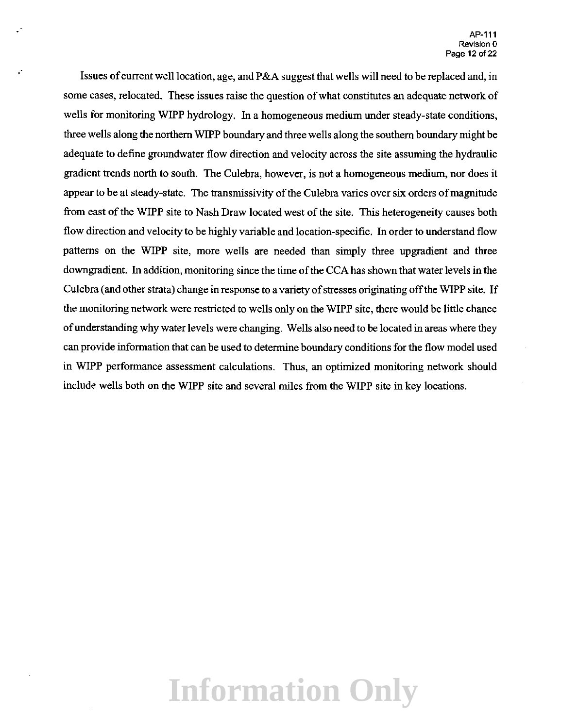Issues of current well location, age, and P&A suggest that wells will need to be replaced and, in some cases, relocated. These issues raise the question of what constitutes an adequate network of wells for monitoring WIPP hydrology. In a homogeneous medium under steady-state conditions, three wells along the northern WIPP boundary and three wells along the southern boundary might be adequate to define groundwater flow direction and velocity across the site assuming the hydraulic gradient trends north to south. The Culebra, however, is not a homogeneous medium, nor does it appear to be at steady-state. The transmissivity of the Culebra varies over six orders of magnitude from east of the WIPP site to Nash Draw located west of the site. This heterogeneity causes both flow direction and velocity to be highly variable and location-specific. In order to understand flow patterns on the WIPP site, more wells are needed than simply three upgradient and three downgradient. In addition, monitoring since the time of the CCA has shown that water levels in the Culebra (and other strata) change in response to a variety of stresses originating off the WIPP site. If the monitoring network were restricted to wells only on the WIPP site, there would be little chance of understanding why water levels were changing. Wells also need to be located in areas where they can provide information that can be used to determine boundary conditions for the flow model used in WIPP performance assessment calculations. Thus, an optimized monitoring network should include wells both on the WIPP site and several miles from the WIPP site in key locations.

Information Only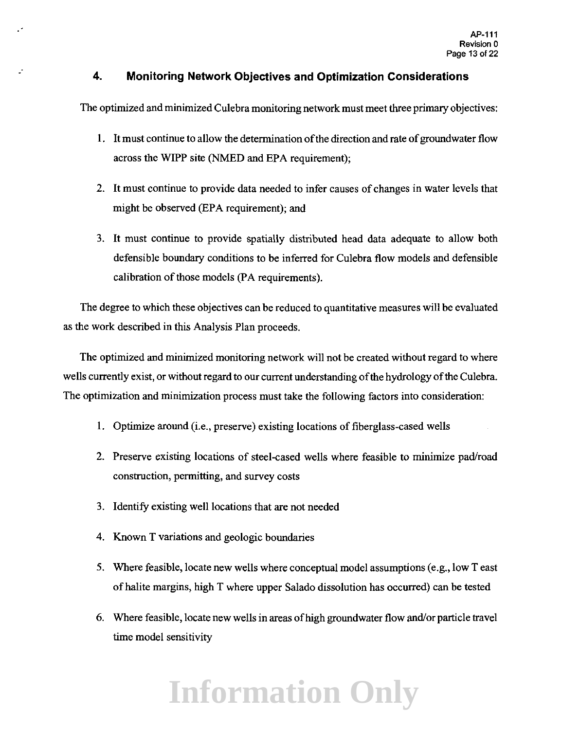## 4. Monitoring Network Objectives and Optimization Considerations

The optimized and minimized Culebra monitoring network must meet three primary objectives:

1. It must continue to allow the determination of the direction and rate of groundwater flow across the WIPP site (NMED and EPA requirement);
2. It must continue to provide data needed to infer causes of changes in water levels that might be observed (EPA requirement); and
3. It must continue to provide spatially distributed head data adequate to allow both defensible boundary conditions to be inferred for Culebra flow models and defensible calibration of those models (PA requirements).

The degree to which these objectives can be reduced to quantitative measures will be evaluated as the work described in this Analysis Plan proceeds.

The optimized and minimized monitoring network will not be created without regard to where wells currently exist, or without regard to our current understanding of the hydrology of the Culebra. The optimization and minimization process must take the following factors into consideration:

1. Optimize around (i.e., preserve) existing locations of fiberglass-cased wells
2. Preserve existing locations of steel-cased wells where feasible to minimize pad/road construction, permitting, and survey costs
3. Identify existing well locations that are not needed
4. Known T variations and geologic boundaries
5. Where feasible, locate new wells where conceptual model assumptions (e.g., low T east of halite margins, high T where upper Salado dissolution has occurred) can be tested
6. Where feasible, locate new wells in areas of high groundwater flow and/or particle travel time model sensitivity

Information Only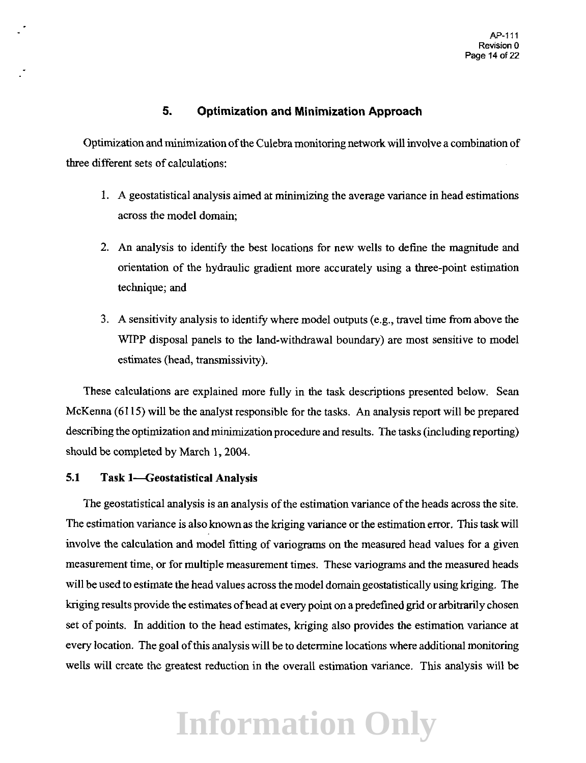## 5. Optimization and Minimization Approach

Optimization and minimization of the Culebra monitoring network will involve a combination of three different sets of calculations:

1. A geostatistical analysis aimed at minimizing the average variance in head estimations across the model domain;

2. An analysis to identify the best locations for new wells to define the magnitude and orientation of the hydraulic gradient more accurately using a three-point estimation technique; and

3. A sensitivity analysis to identify where model outputs (e.g., travel time from above the WIPP disposal panels to the land-withdrawal boundary) are most sensitive to model estimates (head, transmissivity).

These calculations are explained more fully in the task descriptions presented below. Sean McKenna (6115) will be the analyst responsible for the tasks. An analysis report will be prepared describing the optimization and minimization procedure and results. The tasks (including reporting) should be completed by March 1, 2004.

### 5.1 Task 1—Geostatistical Analysis

The geostatistical analysis is an analysis of the estimation variance of the heads across the site. The estimation variance is also known as the kriging variance or the estimation error. This task will involve the calculation and model fitting of variograms on the measured head values for a given measurement time, or for multiple measurement times. These variograms and the measured heads will be used to estimate the head values across the model domain geostatistically using kriging. The kriging results provide the estimates of head at every point on a predefined grid or arbitrarily chosen set of points. In addition to the head estimates, kriging also provides the estimation variance at every location. The goal of this analysis will be to determine locations where additional monitoring wells will create the greatest reduction in the overall estimation variance. This analysis will be

Information Only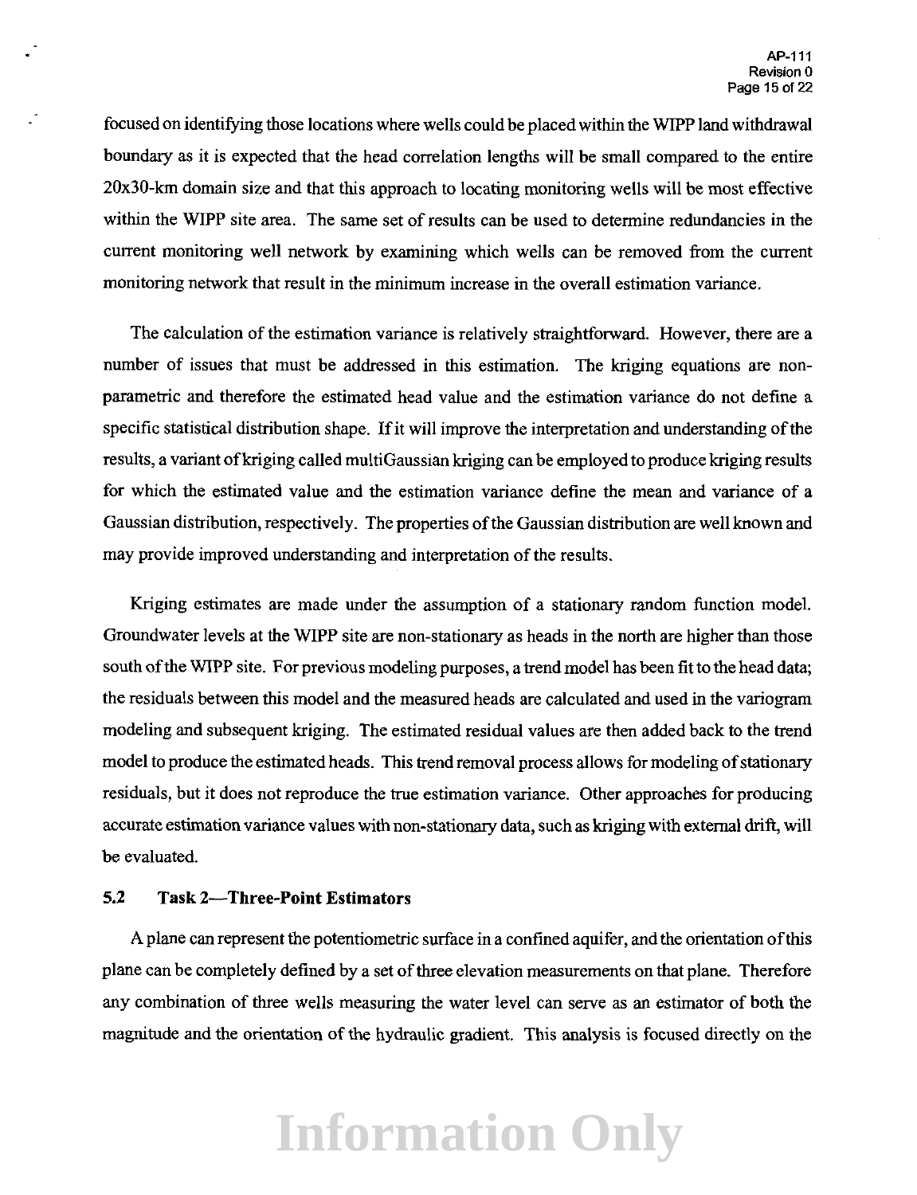focused on identifying those locations where wells could be placed within the WIPP land withdrawal boundary as it is expected that the head correlation lengths will be small compared to the entire 20x30-km domain size and that this approach to locating monitoring wells will be most effective within the WIPP site area. The same set of results can be used to determine redundancies in the current monitoring well network by examining which wells can be removed from the current monitoring network that result in the minimum increase in the overall estimation variance.

The calculation of the estimation variance is relatively straightforward. However, there are a number of issues that must be addressed in this estimation. The kriging equations are non-parametric and therefore the estimated head value and the estimation variance do not define a specific statistical distribution shape. If it will improve the interpretation and understanding of the results, a variant of kriging called multiGaussian kriging can be employed to produce kriging results for which the estimated value and the estimation variance define the mean and variance of a Gaussian distribution, respectively. The properties of the Gaussian distribution are well known and may provide improved understanding and interpretation of the results.

Kriging estimates are made under the assumption of a stationary random function model. Groundwater levels at the WIPP site are non-stationary as heads in the north are higher than those south of the WIPP site. For previous modeling purposes, a trend model has been fit to the head data; the residuals between this model and the measured heads are calculated and used in the variogram modeling and subsequent kriging. The estimated residual values are then added back to the trend model to produce the estimated heads. This trend removal process allows for modeling of stationary residuals, but it does not reproduce the true estimation variance. Other approaches for producing accurate estimation variance values with non-stationary data, such as kriging with external drift, will be evaluated.

### 5.2 Task 2—Three-Point Estimators

A plane can represent the potentiometric surface in a confined aquifer, and the orientation of this plane can be completely defined by a set of three elevation measurements on that plane. Therefore any combination of three wells measuring the water level can serve as an estimator of both the magnitude and the orientation of the hydraulic gradient. This analysis is focused directly on the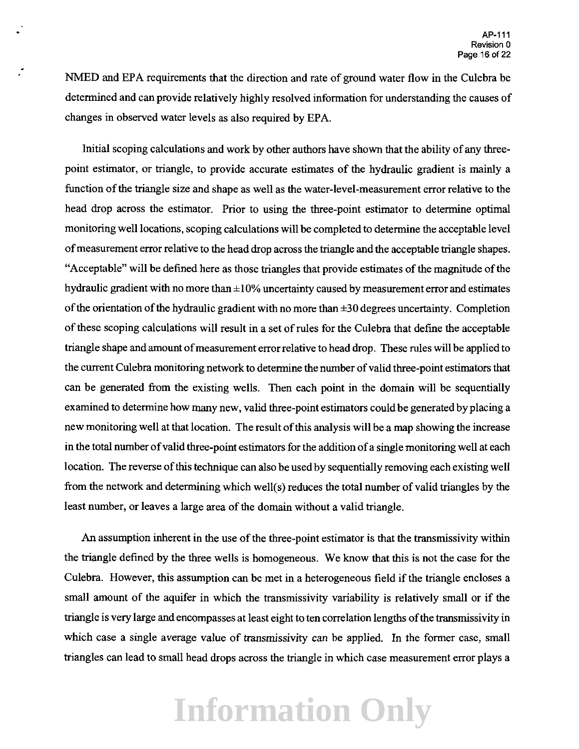NMED and EPA requirements that the direction and rate of ground water flow in the Culebra be determined and can provide relatively highly resolved information for understanding the causes of changes in observed water levels as also required by EPA.

Initial scoping calculations and work by other authors have shown that the ability of any three-point estimator, or triangle, to provide accurate estimates of the hydraulic gradient is mainly a function of the triangle size and shape as well as the water-level-measurement error relative to the head drop across the estimator. Prior to using the three-point estimator to determine optimal monitoring well locations, scoping calculations will be completed to determine the acceptable level of measurement error relative to the head drop across the triangle and the acceptable triangle shapes. "Acceptable" will be defined here as those triangles that provide estimates of the magnitude of the hydraulic gradient with no more than ±10% uncertainty caused by measurement error and estimates of the orientation of the hydraulic gradient with no more than ±30 degrees uncertainty. Completion of these scoping calculations will result in a set of rules for the Culebra that define the acceptable triangle shape and amount of measurement error relative to head drop. These rules will be applied to the current Culebra monitoring network to determine the number of valid three-point estimators that can be generated from the existing wells. Then each point in the domain will be sequentially examined to determine how many new, valid three-point estimators could be generated by placing a new monitoring well at that location. The result of this analysis will be a map showing the increase in the total number of valid three-point estimators for the addition of a single monitoring well at each location. The reverse of this technique can also be used by sequentially removing each existing well from the network and determining which well(s) reduces the total number of valid triangles by the least number, or leaves a large area of the domain without a valid triangle.

An assumption inherent in the use of the three-point estimator is that the transmissivity within the triangle defined by the three wells is homogeneous. We know that this is not the case for the Culebra. However, this assumption can be met in a heterogeneous field if the triangle encloses a small amount of the aquifer in which the transmissivity variability is relatively small or if the triangle is very large and encompasses at least eight to ten correlation lengths of the transmissivity in which case a single average value of transmissivity can be applied. In the former case, small triangles can lead to small head drops across the triangle in which case measurement error plays a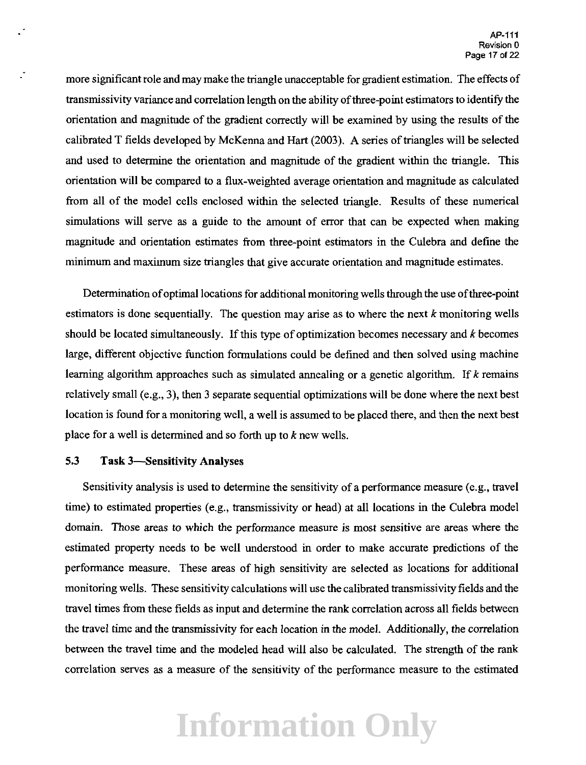more significant role and may make the triangle unacceptable for gradient estimation. The effects of transmissivity variance and correlation length on the ability of three-point estimators to identify the orientation and magnitude of the gradient correctly will be examined by using the results of the calibrated T fields developed by McKenna and Hart (2003). A series of triangles will be selected and used to determine the orientation and magnitude of the gradient within the triangle. This orientation will be compared to a flux-weighted average orientation and magnitude as calculated from all of the model cells enclosed within the selected triangle. Results of these numerical simulations will serve as a guide to the amount of error that can be expected when making magnitude and orientation estimates from three-point estimators in the Culebra and define the minimum and maximum size triangles that give accurate orientation and magnitude estimates.

Determination of optimal locations for additional monitoring wells through the use of three-point estimators is done sequentially. The question may arise as to where the next $k$ monitoring wells should be located simultaneously. If this type of optimization becomes necessary and $k$ becomes large, different objective function formulations could be defined and then solved using machine learning algorithm approaches such as simulated annealing or a genetic algorithm. If $k$ remains relatively small (e.g., 3), then 3 separate sequential optimizations will be done where the next best location is found for a monitoring well, a well is assumed to be placed there, and then the next best place for a well is determined and so forth up to $k$ new wells.

### 5.3 Task 3—Sensitivity Analyses

Sensitivity analysis is used to determine the sensitivity of a performance measure (e.g., travel time) to estimated properties (e.g., transmissivity or head) at all locations in the Culebra model domain. Those areas to which the performance measure is most sensitive are areas where the estimated property needs to be well understood in order to make accurate predictions of the performance measure. These areas of high sensitivity are selected as locations for additional monitoring wells. These sensitivity calculations will use the calibrated transmissivity fields and the travel times from these fields as input and determine the rank correlation across all fields between the travel time and the transmissivity for each location in the model. Additionally, the correlation between the travel time and the modeled head will also be calculated. The strength of the rank correlation serves as a measure of the sensitivity of the performance measure to the estimated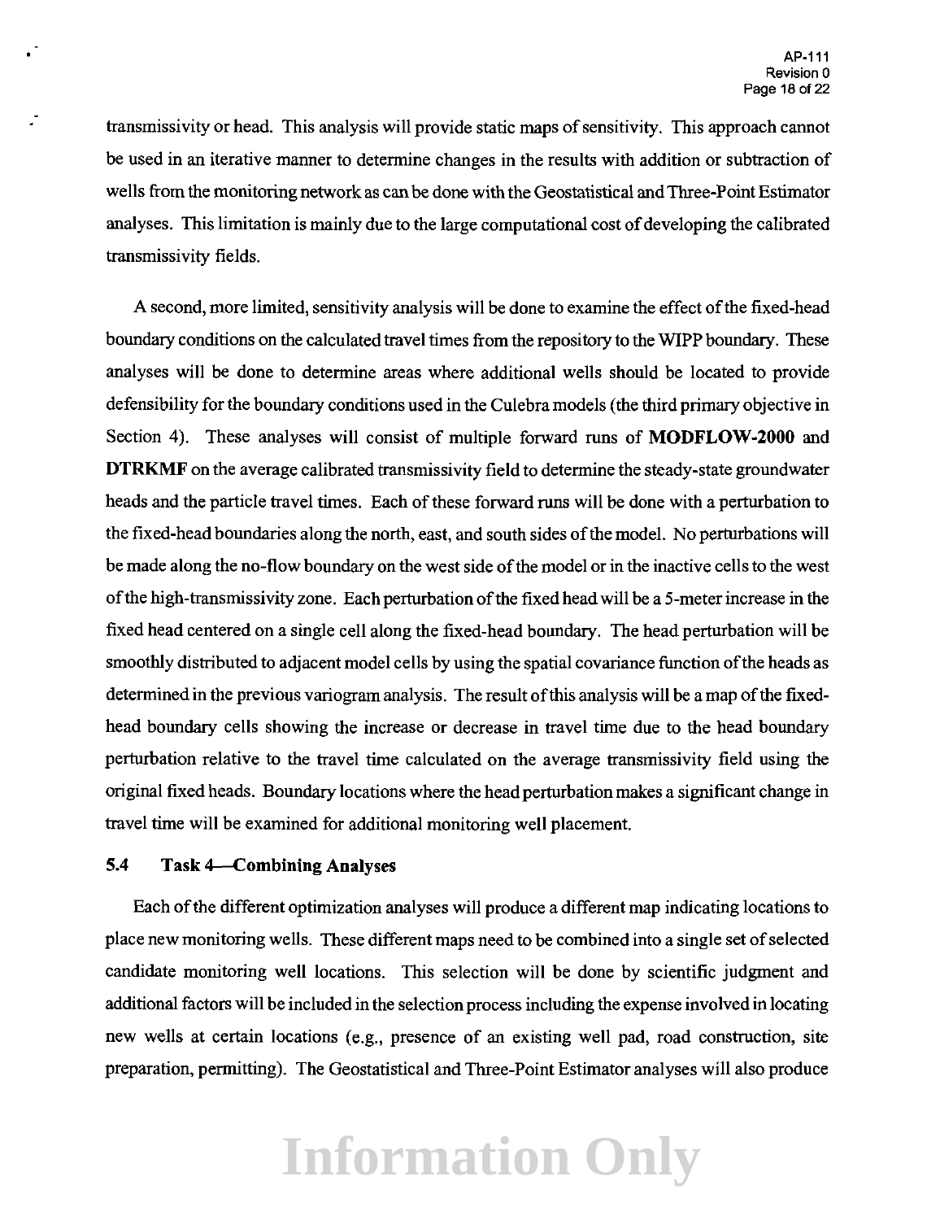transmissivity or head. This analysis will provide static maps of sensitivity. This approach cannot be used in an iterative manner to determine changes in the results with addition or subtraction of wells from the monitoring network as can be done with the Geostatistical and Three-Point Estimator analyses. This limitation is mainly due to the large computational cost of developing the calibrated transmissivity fields.

A second, more limited, sensitivity analysis will be done to examine the effect of the fixed-head boundary conditions on the calculated travel times from the repository to the WIPP boundary. These analyses will be done to determine areas where additional wells should be located to provide defensibility for the boundary conditions used in the Culebra models (the third primary objective in Section 4). These analyses will consist of multiple forward runs of **MODFLOW-2000** and **DTRKMF** on the average calibrated transmissivity field to determine the steady-state groundwater heads and the particle travel times. Each of these forward runs will be done with a perturbation to the fixed-head boundaries along the north, east, and south sides of the model. No perturbations will be made along the no-flow boundary on the west side of the model or in the inactive cells to the west of the high-transmissivity zone. Each perturbation of the fixed head will be a 5-meter increase in the fixed head centered on a single cell along the fixed-head boundary. The head perturbation will be smoothly distributed to adjacent model cells by using the spatial covariance function of the heads as determined in the previous variogram analysis. The result of this analysis will be a map of the fixed-head boundary cells showing the increase or decrease in travel time due to the head boundary perturbation relative to the travel time calculated on the average transmissivity field using the original fixed heads. Boundary locations where the head perturbation makes a significant change in travel time will be examined for additional monitoring well placement.

### 5.4 Task 4—Combining Analyses

Each of the different optimization analyses will produce a different map indicating locations to place new monitoring wells. These different maps need to be combined into a single set of selected candidate monitoring well locations. This selection will be done by scientific judgment and additional factors will be included in the selection process including the expense involved in locating new wells at certain locations (e.g., presence of an existing well pad, road construction, site preparation, permitting). The Geostatistical and Three-Point Estimator analyses will also produce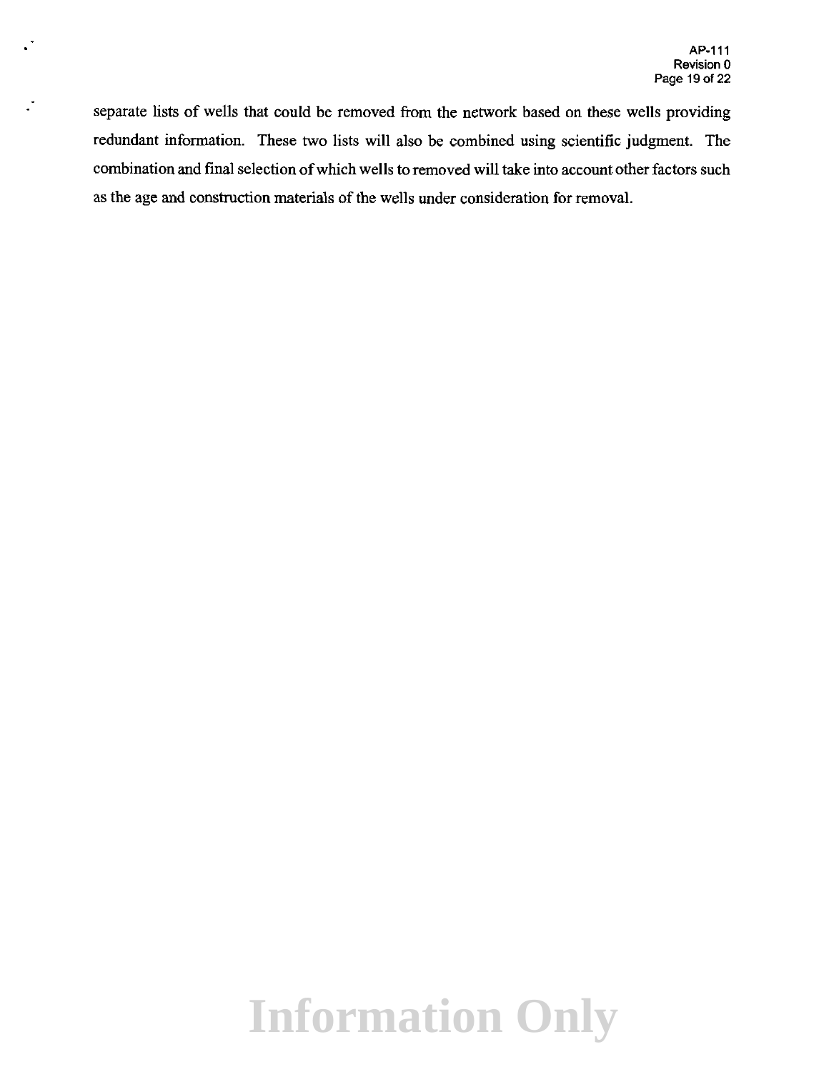separate lists of wells that could be removed from the network based on these wells providing redundant information. These two lists will also be combined using scientific judgment. The combination and final selection of which wells to removed will take into account other factors such as the age and construction materials of the wells under consideration for removal.

Information Only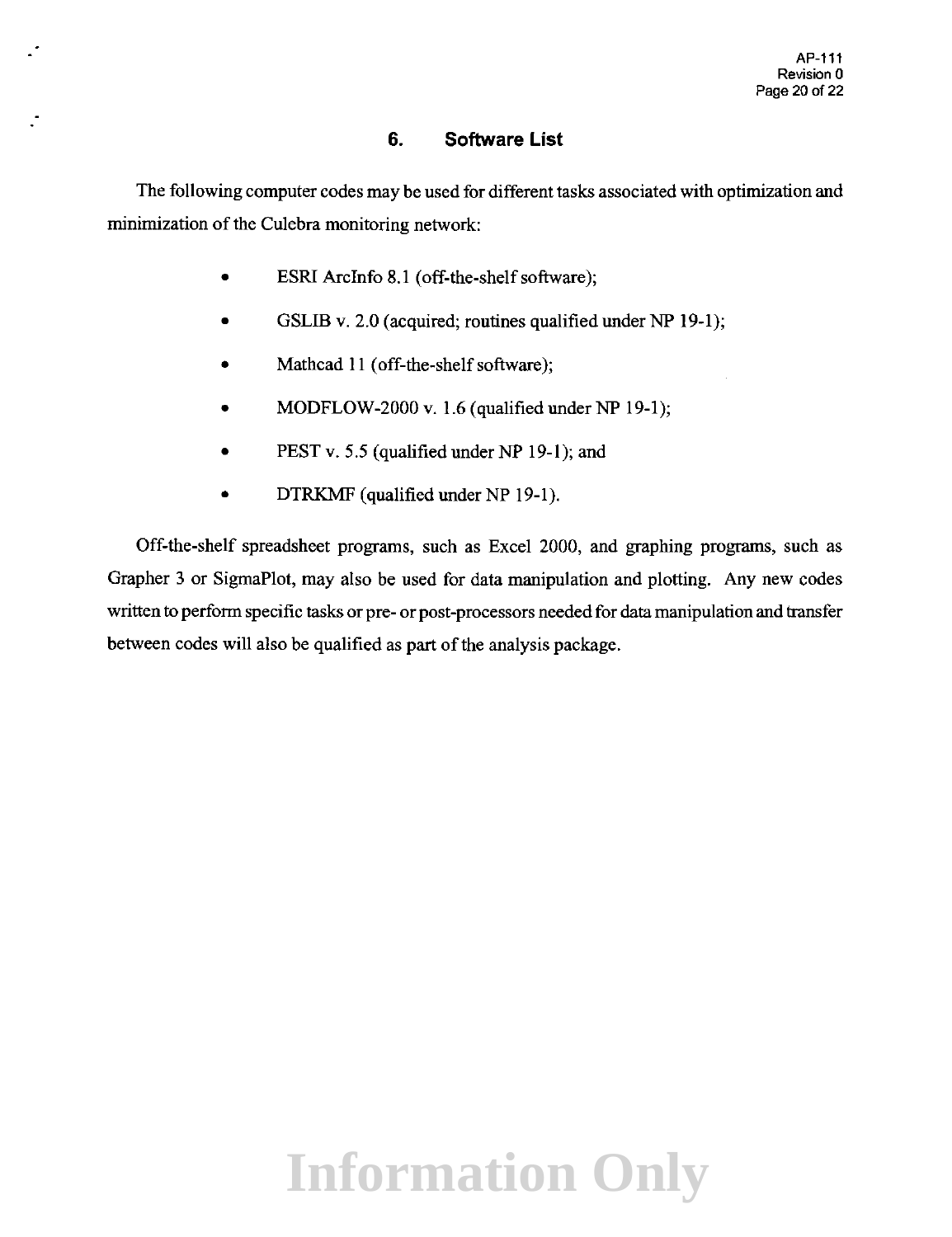## 6. Software List

The following computer codes may be used for different tasks associated with optimization and minimization of the Culebra monitoring network:

- ESRI ArcInfo 8.1 (off-the-shelf software);
- GSLIB v. 2.0 (acquired; routines qualified under NP 19-1);
- Mathcad 11 (off-the-shelf software);
- MODFLOW-2000 v. 1.6 (qualified under NP 19-1);
- PEST v. 5.5 (qualified under NP 19-1); and
- DTRKMF (qualified under NP 19-1).

Off-the-shelf spreadsheet programs, such as Excel 2000, and graphing programs, such as Grapher 3 or SigmaPlot, may also be used for data manipulation and plotting. Any new codes written to perform specific tasks or pre- or post-processors needed for data manipulation and transfer between codes will also be qualified as part of the analysis package.

Information Only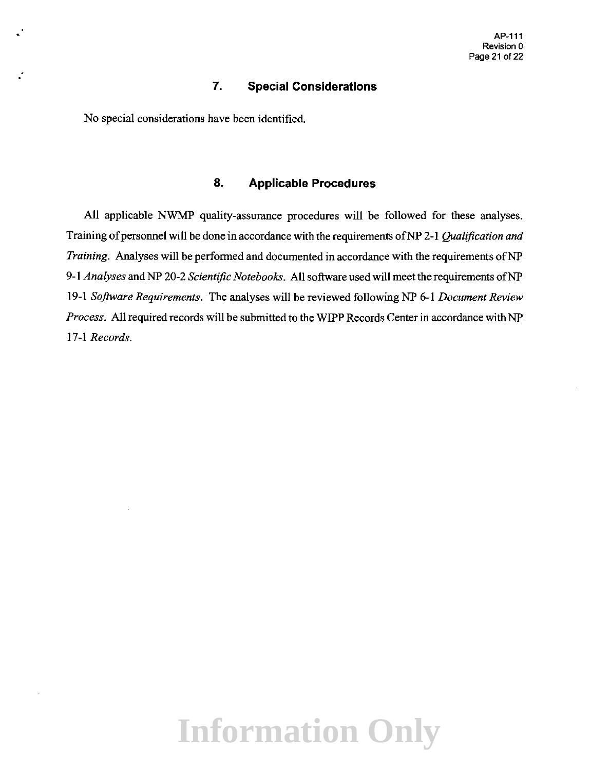## 7. Special Considerations

No special considerations have been identified.

## 8. Applicable Procedures

All applicable NWMP quality-assurance procedures will be followed for these analyses. Training of personnel will be done in accordance with the requirements of NP 2-1 *Qualification and Training*. Analyses will be performed and documented in accordance with the requirements of NP 9-1 *Analyses* and NP 20-2 *Scientific Notebooks*. All software used will meet the requirements of NP 19-1 *Software Requirements*. The analyses will be reviewed following NP 6-1 *Document Review Process*. All required records will be submitted to the WIPP Records Center in accordance with NP 17-1 *Records*.

Information Only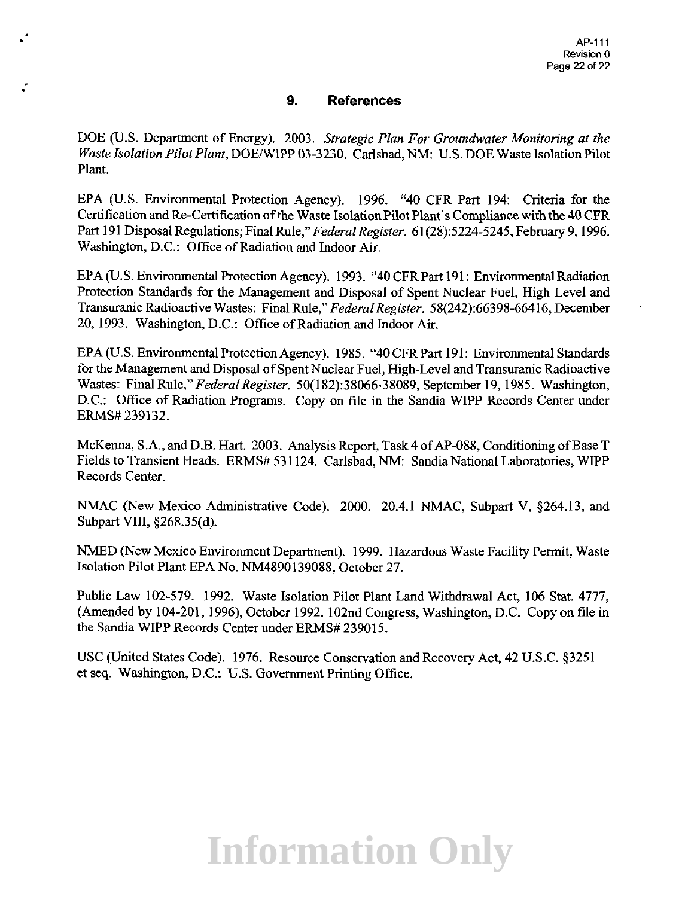## 9. References

DOE (U.S. Department of Energy). 2003. *Strategic Plan For Groundwater Monitoring at the Waste Isolation Pilot Plant*, DOE/WIPP 03-3230. Carlsbad, NM: U.S. DOE Waste Isolation Pilot Plant.

EPA (U.S. Environmental Protection Agency). 1996. "40 CFR Part 194: Criteria for the Certification and Re-Certification of the Waste Isolation Pilot Plant's Compliance with the 40 CFR Part 191 Disposal Regulations; Final Rule," *Federal Register*. 61(28):5224-5245, February 9, 1996. Washington, D.C.: Office of Radiation and Indoor Air.

EPA (U.S. Environmental Protection Agency). 1993. "40 CFR Part 191: Environmental Radiation Protection Standards for the Management and Disposal of Spent Nuclear Fuel, High Level and Transuranic Radioactive Wastes: Final Rule," *Federal Register*. 58(242):66398-66416, December 20, 1993. Washington, D.C.: Office of Radiation and Indoor Air.

EPA (U.S. Environmental Protection Agency). 1985. "40 CFR Part 191: Environmental Standards for the Management and Disposal of Spent Nuclear Fuel, High-Level and Transuranic Radioactive Wastes: Final Rule," *Federal Register*. 50(182):38066-38089, September 19, 1985. Washington, D.C.: Office of Radiation Programs. Copy on file in the Sandia WIPP Records Center under ERMS# 239132.

McKenna, S.A., and D.B. Hart. 2003. Analysis Report, Task 4 of AP-088, Conditioning of Base T Fields to Transient Heads. ERMS# 531124. Carlsbad, NM: Sandia National Laboratories, WIPP Records Center.

NMAC (New Mexico Administrative Code). 2000. 20.4.1 NMAC, Subpart V, §264.13, and Subpart VIII, §268.35(d).

NMED (New Mexico Environment Department). 1999. Hazardous Waste Facility Permit, Waste Isolation Pilot Plant EPA No. NM4890139088, October 27.

Public Law 102-579. 1992. Waste Isolation Pilot Plant Land Withdrawal Act, 106 Stat. 4777, (Amended by 104-201, 1996), October 1992. 102nd Congress, Washington, D.C. Copy on file in the Sandia WIPP Records Center under ERMS# 239015.

USC (United States Code). 1976. Resource Conservation and Recovery Act, 42 U.S.C. §3251 et seq. Washington, D.C.: U.S. Government Printing Office.

Information Only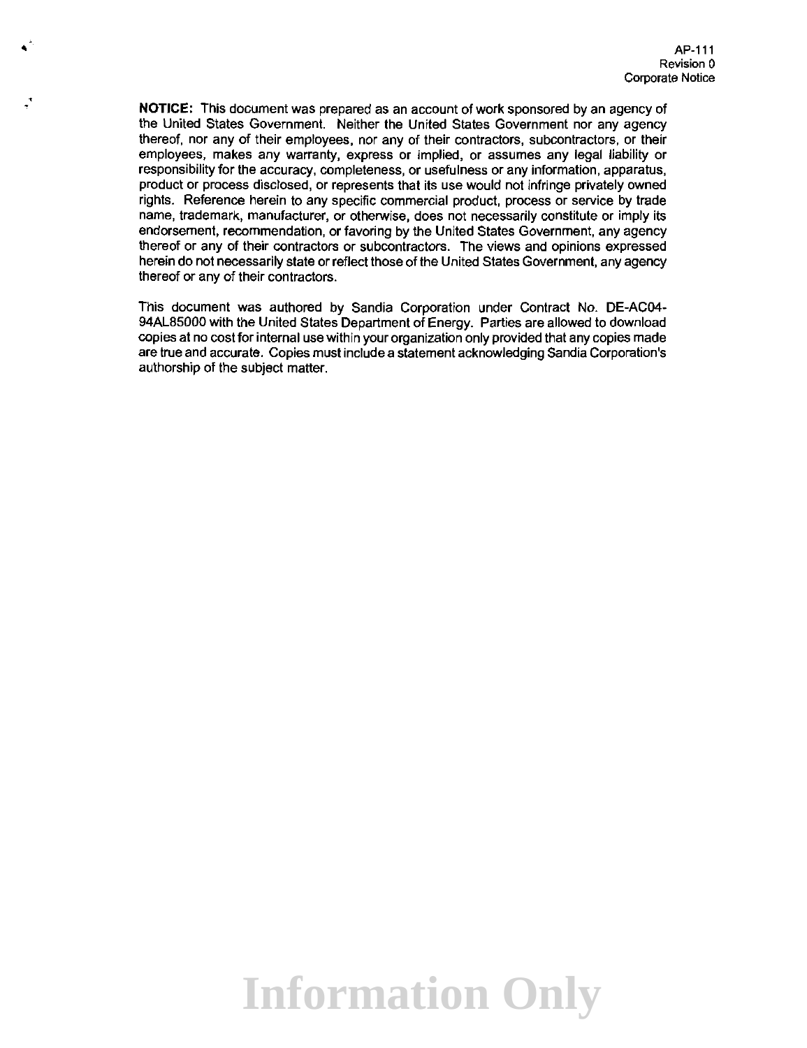**NOTICE:** This document was prepared as an account of work sponsored by an agency of the United States Government. Neither the United States Government nor any agency thereof, nor any of their employees, nor any of their contractors, subcontractors, or their employees, makes any warranty, express or implied, or assumes any legal liability or responsibility for the accuracy, completeness, or usefulness or any information, apparatus, product or process disclosed, or represents that its use would not infringe privately owned rights. Reference herein to any specific commercial product, process or service by trade name, trademark, manufacturer, or otherwise, does not necessarily constitute or imply its endorsement, recommendation, or favoring by the United States Government, any agency thereof or any of their contractors or subcontractors. The views and opinions expressed herein do not necessarily state or reflect those of the United States Government, any agency thereof or any of their contractors.

This document was authored by Sandia Corporation under Contract No. DE-AC04-94AL85000 with the United States Department of Energy. Parties are allowed to download copies at no cost for internal use within your organization only provided that any copies made are true and accurate. Copies must include a statement acknowledging Sandia Corporation's authorship of the subject matter.

Information Only